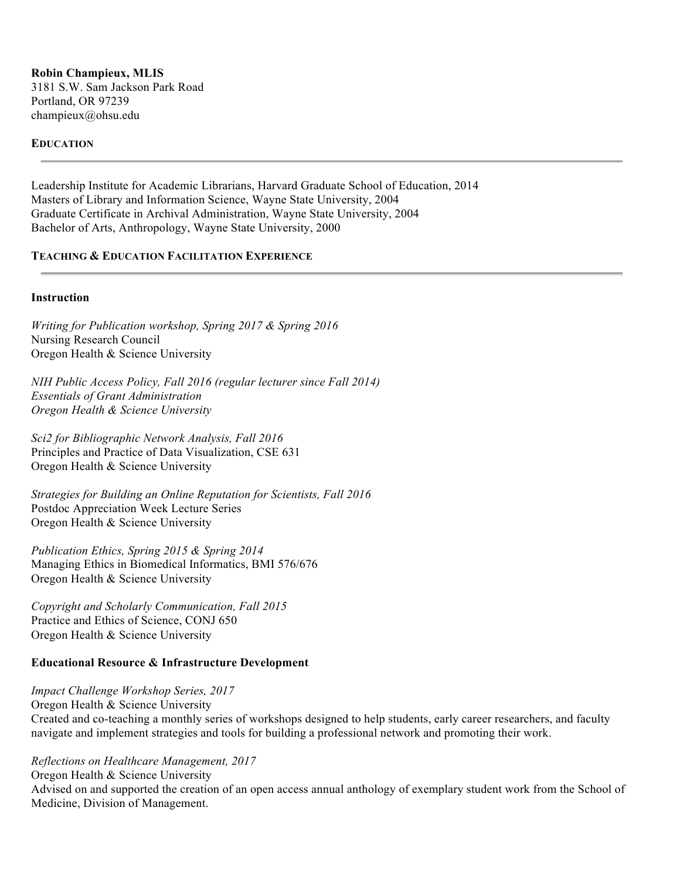**Robin Champieux, MLIS**
3181 S.W. Sam Jackson Park Road
Portland, OR 97239
champieux@ohsu.edu

## EDUCATION

---

Leadership Institute for Academic Librarians, Harvard Graduate School of Education, 2014
Masters of Library and Information Science, Wayne State University, 2004
Graduate Certificate in Archival Administration, Wayne State University, 2004
Bachelor of Arts, Anthropology, Wayne State University, 2000

## TEACHING & EDUCATION FACILITATION EXPERIENCE

---

### Instruction

*Writing for Publication workshop, Spring 2017 & Spring 2016*
Nursing Research Council
Oregon Health & Science University

*NIH Public Access Policy, Fall 2016 (regular lecturer since Fall 2014)*
*Essentials of Grant Administration*
*Oregon Health & Science University*

*Sci2 for Bibliographic Network Analysis, Fall 2016*
Principles and Practice of Data Visualization, CSE 631
Oregon Health & Science University

*Strategies for Building an Online Reputation for Scientists, Fall 2016*
Postdoc Appreciation Week Lecture Series
Oregon Health & Science University

*Publication Ethics, Spring 2015 & Spring 2014*
Managing Ethics in Biomedical Informatics, BMI 576/676
Oregon Health & Science University

*Copyright and Scholarly Communication, Fall 2015*
Practice and Ethics of Science, CONJ 650
Oregon Health & Science University

### Educational Resource & Infrastructure Development

*Impact Challenge Workshop Series, 2017*
Oregon Health & Science University
Created and co-teaching a monthly series of workshops designed to help students, early career researchers, and faculty navigate and implement strategies and tools for building a professional network and promoting their work.

*Reflections on Healthcare Management, 2017*
Oregon Health & Science University
Advised on and supported the creation of an open access annual anthology of exemplary student work from the School of Medicine, Division of Management.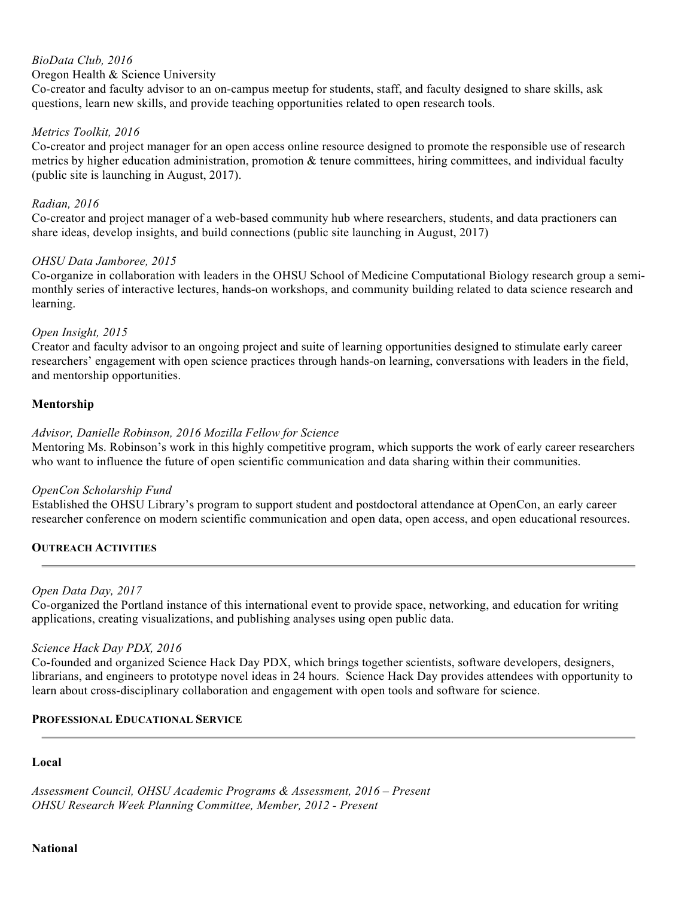*BioData Club, 2016*
Oregon Health & Science University
Co-creator and faculty advisor to an on-campus meetup for students, staff, and faculty designed to share skills, ask questions, learn new skills, and provide teaching opportunities related to open research tools.

*Metrics Toolkit, 2016*
Co-creator and project manager for an open access online resource designed to promote the responsible use of research metrics by higher education administration, promotion & tenure committees, hiring committees, and individual faculty (public site is launching in August, 2017).

*Radian, 2016*
Co-creator and project manager of a web-based community hub where researchers, students, and data practioners can share ideas, develop insights, and build connections (public site launching in August, 2017)

*OHSU Data Jamboree, 2015*
Co-organize in collaboration with leaders in the OHSU School of Medicine Computational Biology research group a semi-monthly series of interactive lectures, hands-on workshops, and community building related to data science research and learning.

*Open Insight, 2015*
Creator and faculty advisor to an ongoing project and suite of learning opportunities designed to stimulate early career researchers' engagement with open science practices through hands-on learning, conversations with leaders in the field, and mentorship opportunities.

**Mentorship**

*Advisor, Danielle Robinson, 2016 Mozilla Fellow for Science*
Mentoring Ms. Robinson's work in this highly competitive program, which supports the work of early career researchers who want to influence the future of open scientific communication and data sharing within their communities.

*OpenCon Scholarship Fund*
Established the OHSU Library's program to support student and postdoctoral attendance at OpenCon, an early career researcher conference on modern scientific communication and open data, open access, and open educational resources.

## OUTREACH ACTIVITIES

*Open Data Day, 2017*
Co-organized the Portland instance of this international event to provide space, networking, and education for writing applications, creating visualizations, and publishing analyses using open public data.

*Science Hack Day PDX, 2016*
Co-founded and organized Science Hack Day PDX, which brings together scientists, software developers, designers, librarians, and engineers to prototype novel ideas in 24 hours. Science Hack Day provides attendees with opportunity to learn about cross-disciplinary collaboration and engagement with open tools and software for science.

## PROFESSIONAL EDUCATIONAL SERVICE

**Local**

*Assessment Council, OHSU Academic Programs & Assessment, 2016 – Present*
*OHSU Research Week Planning Committee, Member, 2012 - Present*

**National**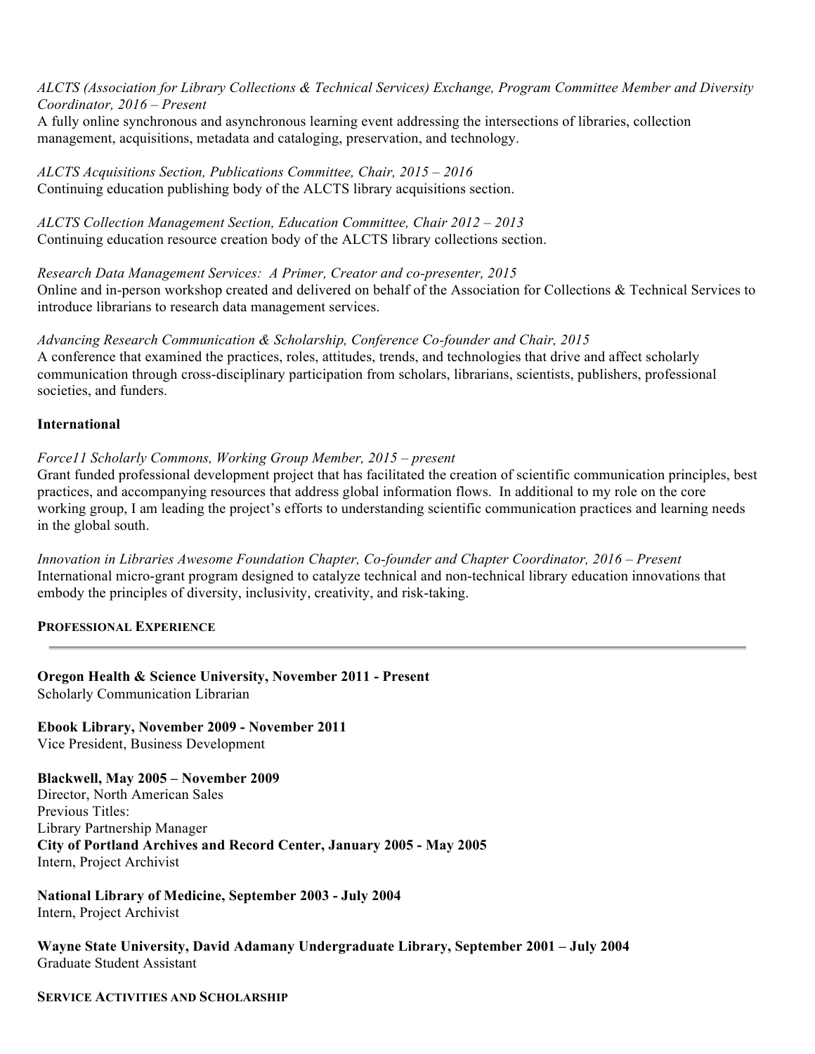*ALCTS (Association for Library Collections & Technical Services) Exchange, Program Committee Member and Diversity Coordinator, 2016 – Present*
A fully online synchronous and asynchronous learning event addressing the intersections of libraries, collection management, acquisitions, metadata and cataloging, preservation, and technology.

*ALCTS Acquisitions Section, Publications Committee, Chair, 2015 – 2016*
Continuing education publishing body of the ALCTS library acquisitions section.

*ALCTS Collection Management Section, Education Committee, Chair 2012 – 2013*
Continuing education resource creation body of the ALCTS library collections section.

*Research Data Management Services:  A Primer, Creator and co-presenter, 2015*
Online and in-person workshop created and delivered on behalf of the Association for Collections & Technical Services to introduce librarians to research data management services.

*Advancing Research Communication & Scholarship, Conference Co-founder and Chair, 2015*
A conference that examined the practices, roles, attitudes, trends, and technologies that drive and affect scholarly communication through cross-disciplinary participation from scholars, librarians, scientists, publishers, professional societies, and funders.

**International**

*Force11 Scholarly Commons, Working Group Member, 2015 – present*
Grant funded professional development project that has facilitated the creation of scientific communication principles, best practices, and accompanying resources that address global information flows.  In additional to my role on the core working group, I am leading the project's efforts to understanding scientific communication practices and learning needs in the global south.

*Innovation in Libraries Awesome Foundation Chapter, Co-founder and Chapter Coordinator, 2016 – Present*
International micro-grant program designed to catalyze technical and non-technical library education innovations that embody the principles of diversity, inclusivity, creativity, and risk-taking.

## PROFESSIONAL EXPERIENCE

**Oregon Health & Science University, November 2011 - Present**
Scholarly Communication Librarian

**Ebook Library, November 2009 - November 2011**
Vice President, Business Development

**Blackwell, May 2005 – November 2009**
Director, North American Sales
Previous Titles:
Library Partnership Manager

**City of Portland Archives and Record Center, January 2005 - May 2005**
Intern, Project Archivist

**National Library of Medicine, September 2003 - July 2004**
Intern, Project Archivist

**Wayne State University, David Adamany Undergraduate Library, September 2001 – July 2004**
Graduate Student Assistant

## SERVICE ACTIVITIES AND SCHOLARSHIP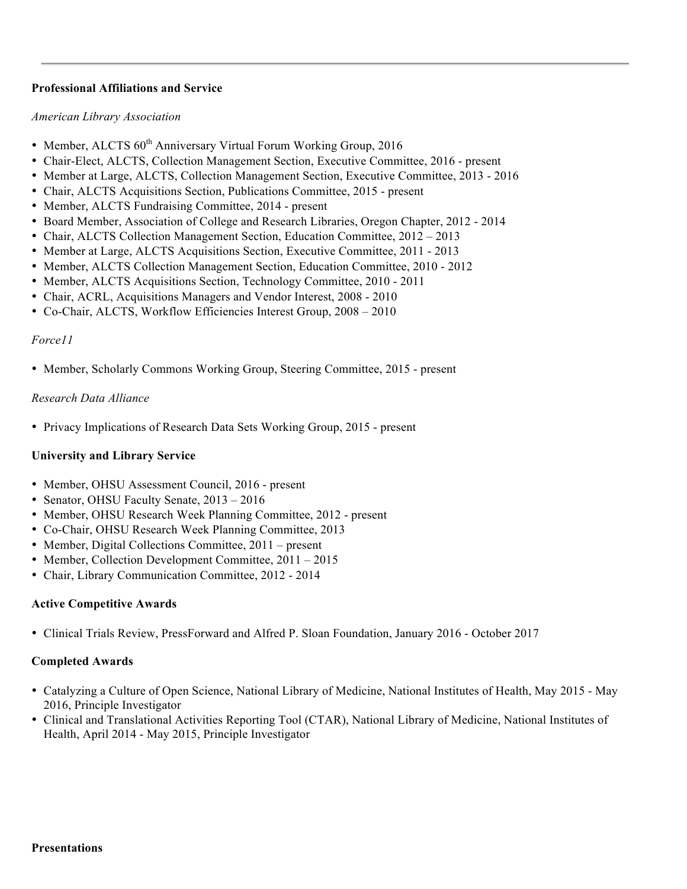**Professional Affiliations and Service**

*American Library Association*

- Member, ALCTS 60th Anniversary Virtual Forum Working Group, 2016
- Chair-Elect, ALCTS, Collection Management Section, Executive Committee, 2016 - present
- Member at Large, ALCTS, Collection Management Section, Executive Committee, 2013 - 2016
- Chair, ALCTS Acquisitions Section, Publications Committee, 2015 - present
- Member, ALCTS Fundraising Committee, 2014 - present
- Board Member, Association of College and Research Libraries, Oregon Chapter, 2012 - 2014
- Chair, ALCTS Collection Management Section, Education Committee, 2012 – 2013
- Member at Large, ALCTS Acquisitions Section, Executive Committee, 2011 - 2013
- Member, ALCTS Collection Management Section, Education Committee, 2010 - 2012
- Member, ALCTS Acquisitions Section, Technology Committee, 2010 - 2011
- Chair, ACRL, Acquisitions Managers and Vendor Interest, 2008 - 2010
- Co-Chair, ALCTS, Workflow Efficiencies Interest Group, 2008 – 2010

*Force11*

- Member, Scholarly Commons Working Group, Steering Committee, 2015 - present

*Research Data Alliance*

- Privacy Implications of Research Data Sets Working Group, 2015 - present

**University and Library Service**

- Member, OHSU Assessment Council, 2016 - present
- Senator, OHSU Faculty Senate, 2013 – 2016
- Member, OHSU Research Week Planning Committee, 2012 - present
- Co-Chair, OHSU Research Week Planning Committee, 2013
- Member, Digital Collections Committee, 2011 – present
- Member, Collection Development Committee, 2011 – 2015
- Chair, Library Communication Committee, 2012 - 2014

**Active Competitive Awards**

- Clinical Trials Review, PressForward and Alfred P. Sloan Foundation, January 2016 - October 2017

**Completed Awards**

- Catalyzing a Culture of Open Science, National Library of Medicine, National Institutes of Health, May 2015 - May 2016, Principle Investigator
- Clinical and Translational Activities Reporting Tool (CTAR), National Library of Medicine, National Institutes of Health, April 2014 - May 2015, Principle Investigator

**Presentations**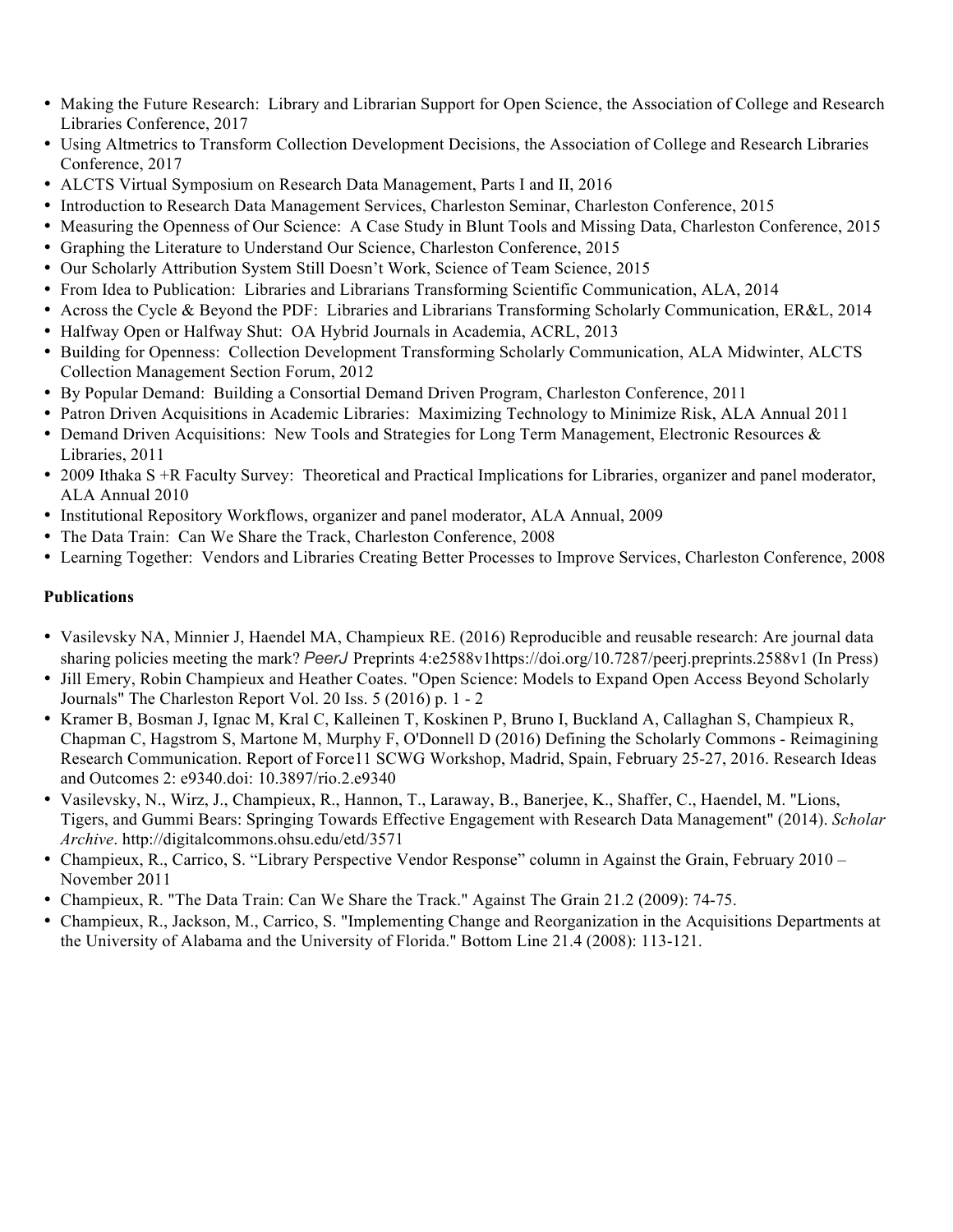- Making the Future Research:  Library and Librarian Support for Open Science, the Association of College and Research Libraries Conference, 2017
- Using Altmetrics to Transform Collection Development Decisions, the Association of College and Research Libraries Conference, 2017
- ALCTS Virtual Symposium on Research Data Management, Parts I and II, 2016
- Introduction to Research Data Management Services, Charleston Seminar, Charleston Conference, 2015
- Measuring the Openness of Our Science:  A Case Study in Blunt Tools and Missing Data, Charleston Conference, 2015
- Graphing the Literature to Understand Our Science, Charleston Conference, 2015
- Our Scholarly Attribution System Still Doesn't Work, Science of Team Science, 2015
- From Idea to Publication:  Libraries and Librarians Transforming Scientific Communication, ALA, 2014
- Across the Cycle & Beyond the PDF:  Libraries and Librarians Transforming Scholarly Communication, ER&L, 2014
- Halfway Open or Halfway Shut:  OA Hybrid Journals in Academia, ACRL, 2013
- Building for Openness:  Collection Development Transforming Scholarly Communication, ALA Midwinter, ALCTS Collection Management Section Forum, 2012
- By Popular Demand:  Building a Consortial Demand Driven Program, Charleston Conference, 2011
- Patron Driven Acquisitions in Academic Libraries:  Maximizing Technology to Minimize Risk, ALA Annual 2011
- Demand Driven Acquisitions:  New Tools and Strategies for Long Term Management, Electronic Resources & Libraries, 2011
- 2009 Ithaka S +R Faculty Survey:  Theoretical and Practical Implications for Libraries, organizer and panel moderator, ALA Annual 2010
- Institutional Repository Workflows, organizer and panel moderator, ALA Annual, 2009
- The Data Train:  Can We Share the Track, Charleston Conference, 2008
- Learning Together:  Vendors and Libraries Creating Better Processes to Improve Services, Charleston Conference, 2008

**Publications**

- Vasilevsky NA, Minnier J, Haendel MA, Champieux RE. (2016) Reproducible and reusable research: Are journal data sharing policies meeting the mark? *PeerJ* Preprints 4:e2588v1https://doi.org/10.7287/peerj.preprints.2588v1 (In Press)
- Jill Emery, Robin Champieux and Heather Coates. "Open Science: Models to Expand Open Access Beyond Scholarly Journals" The Charleston Report Vol. 20 Iss. 5 (2016) p. 1 - 2
- Kramer B, Bosman J, Ignac M, Kral C, Kalleinen T, Koskinen P, Bruno I, Buckland A, Callaghan S, Champieux R, Chapman C, Hagstrom S, Martone M, Murphy F, O'Donnell D (2016) Defining the Scholarly Commons - Reimagining Research Communication. Report of Force11 SCWG Workshop, Madrid, Spain, February 25-27, 2016. Research Ideas and Outcomes 2: e9340.doi: 10.3897/rio.2.e9340
- Vasilevsky, N., Wirz, J., Champieux, R., Hannon, T., Laraway, B., Banerjee, K., Shaffer, C., Haendel, M. "Lions, Tigers, and Gummi Bears: Springing Towards Effective Engagement with Research Data Management" (2014). *Scholar Archive*. http://digitalcommons.ohsu.edu/etd/3571
- Champieux, R., Carrico, S. "Library Perspective Vendor Response" column in Against the Grain, February 2010 – November 2011
- Champieux, R. "The Data Train: Can We Share the Track." Against The Grain 21.2 (2009): 74-75.
- Champieux, R., Jackson, M., Carrico, S. "Implementing Change and Reorganization in the Acquisitions Departments at the University of Alabama and the University of Florida." Bottom Line 21.4 (2008): 113-121.